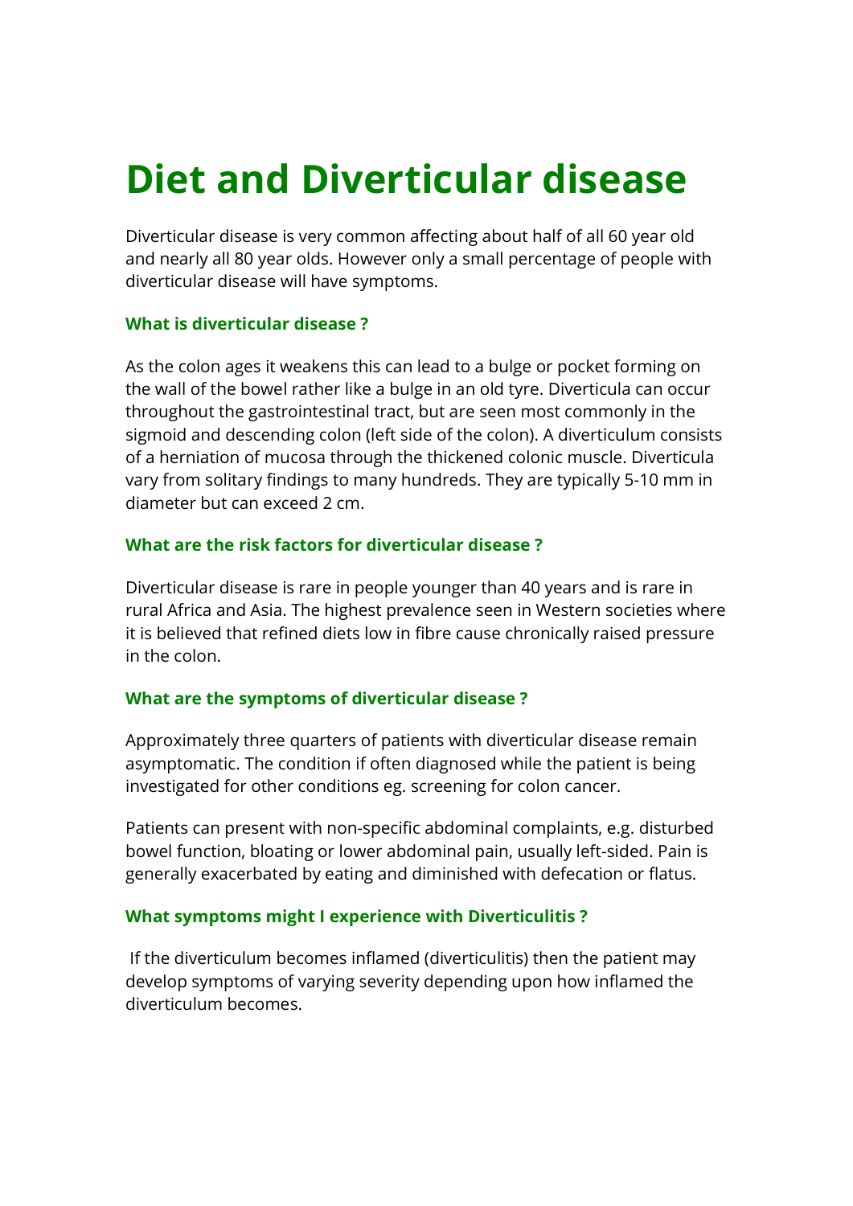# Diet and Diverticular disease

Diverticular disease is very common affecting about half of all 60 year old and nearly all 80 year olds. However only a small percentage of people with diverticular disease will have symptoms.

### What is diverticular disease ?

As the colon ages it weakens this can lead to a bulge or pocket forming on the wall of the bowel rather like a bulge in an old tyre. Diverticula can occur throughout the gastrointestinal tract, but are seen most commonly in the sigmoid and descending colon (left side of the colon). A diverticulum consists of a herniation of mucosa through the thickened colonic muscle. Diverticula vary from solitary findings to many hundreds. They are typically 5-10 mm in diameter but can exceed 2 cm.

### What are the risk factors for diverticular disease ?

Diverticular disease is rare in people younger than 40 years and is rare in rural Africa and Asia. The highest prevalence seen in Western societies where it is believed that refined diets low in fibre cause chronically raised pressure in the colon.

### What are the symptoms of diverticular disease ?

Approximately three quarters of patients with diverticular disease remain asymptomatic. The condition if often diagnosed while the patient is being investigated for other conditions eg. screening for colon cancer.

Patients can present with non-specific abdominal complaints, e.g. disturbed bowel function, bloating or lower abdominal pain, usually left-sided. Pain is generally exacerbated by eating and diminished with defecation or flatus.

### What symptoms might I experience with Diverticulitis ?

If the diverticulum becomes inflamed (diverticulitis) then the patient may develop symptoms of varying severity depending upon how inflamed the diverticulum becomes.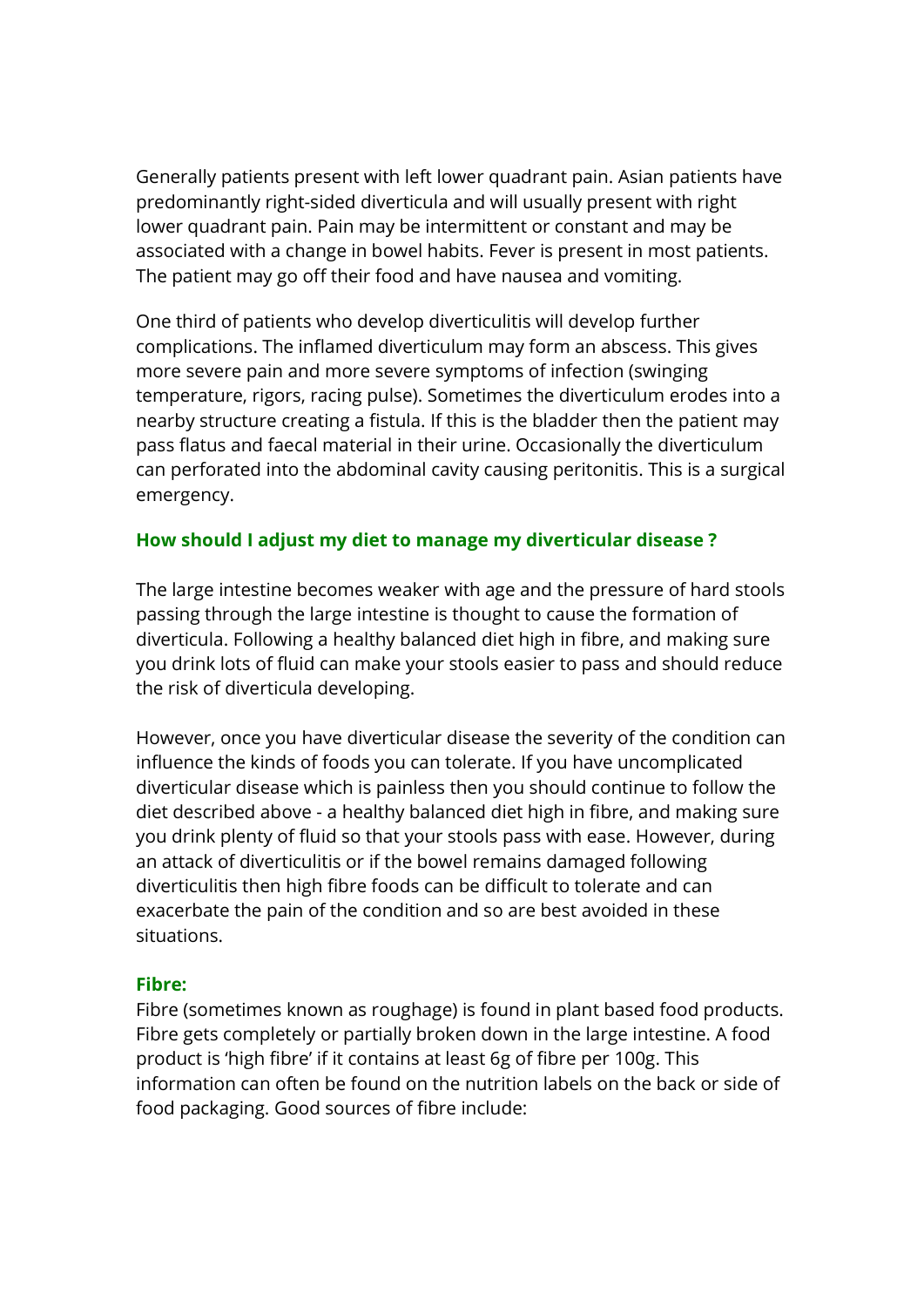Generally patients present with left lower quadrant pain. Asian patients have predominantly right-sided diverticula and will usually present with right lower quadrant pain. Pain may be intermittent or constant and may be associated with a change in bowel habits. Fever is present in most patients. The patient may go off their food and have nausea and vomiting.

One third of patients who develop diverticulitis will develop further complications. The inflamed diverticulum may form an abscess. This gives more severe pain and more severe symptoms of infection (swinging temperature, rigors, racing pulse). Sometimes the diverticulum erodes into a nearby structure creating a fistula. If this is the bladder then the patient may pass flatus and faecal material in their urine. Occasionally the diverticulum can perforated into the abdominal cavity causing peritonitis. This is a surgical emergency.

### How should I adjust my diet to manage my diverticular disease ?

The large intestine becomes weaker with age and the pressure of hard stools passing through the large intestine is thought to cause the formation of diverticula. Following a healthy balanced diet high in fibre, and making sure you drink lots of fluid can make your stools easier to pass and should reduce the risk of diverticula developing.

However, once you have diverticular disease the severity of the condition can influence the kinds of foods you can tolerate. If you have uncomplicated diverticular disease which is painless then you should continue to follow the diet described above - a healthy balanced diet high in fibre, and making sure you drink plenty of fluid so that your stools pass with ease. However, during an attack of diverticulitis or if the bowel remains damaged following diverticulitis then high fibre foods can be difficult to tolerate and can exacerbate the pain of the condition and so are best avoided in these situations.

### Fibre:

Fibre (sometimes known as roughage) is found in plant based food products. Fibre gets completely or partially broken down in the large intestine. A food product is 'high fibre' if it contains at least 6g of fibre per 100g. This information can often be found on the nutrition labels on the back or side of food packaging. Good sources of fibre include: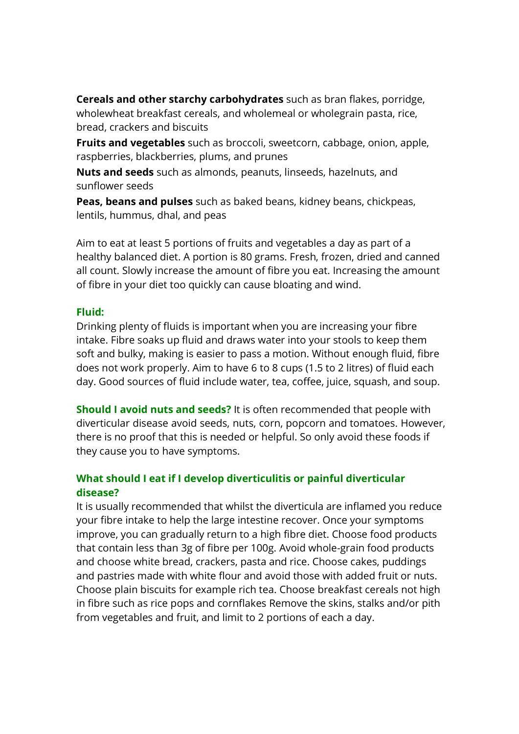**Cereals and other starchy carbohydrates** such as bran flakes, porridge, wholewheat breakfast cereals, and wholemeal or wholegrain pasta, rice, bread, crackers and biscuits

**Fruits and vegetables** such as broccoli, sweetcorn, cabbage, onion, apple, raspberries, blackberries, plums, and prunes

**Nuts and seeds** such as almonds, peanuts, linseeds, hazelnuts, and sunflower seeds

**Peas, beans and pulses** such as baked beans, kidney beans, chickpeas, lentils, hummus, dhal, and peas

Aim to eat at least 5 portions of fruits and vegetables a day as part of a healthy balanced diet. A portion is 80 grams. Fresh, frozen, dried and canned all count. Slowly increase the amount of fibre you eat. Increasing the amount of fibre in your diet too quickly can cause bloating and wind.

### Fluid:

Drinking plenty of fluids is important when you are increasing your fibre intake. Fibre soaks up fluid and draws water into your stools to keep them soft and bulky, making is easier to pass a motion. Without enough fluid, fibre does not work properly. Aim to have 6 to 8 cups (1.5 to 2 litres) of fluid each day. Good sources of fluid include water, tea, coffee, juice, squash, and soup.

**Should I avoid nuts and seeds?** It is often recommended that people with diverticular disease avoid seeds, nuts, corn, popcorn and tomatoes. However, there is no proof that this is needed or helpful. So only avoid these foods if they cause you to have symptoms.

### What should I eat if I develop diverticulitis or painful diverticular disease?

It is usually recommended that whilst the diverticula are inflamed you reduce your fibre intake to help the large intestine recover. Once your symptoms improve, you can gradually return to a high fibre diet. Choose food products that contain less than 3g of fibre per 100g. Avoid whole-grain food products and choose white bread, crackers, pasta and rice. Choose cakes, puddings and pastries made with white flour and avoid those with added fruit or nuts. Choose plain biscuits for example rich tea. Choose breakfast cereals not high in fibre such as rice pops and cornflakes Remove the skins, stalks and/or pith from vegetables and fruit, and limit to 2 portions of each a day.